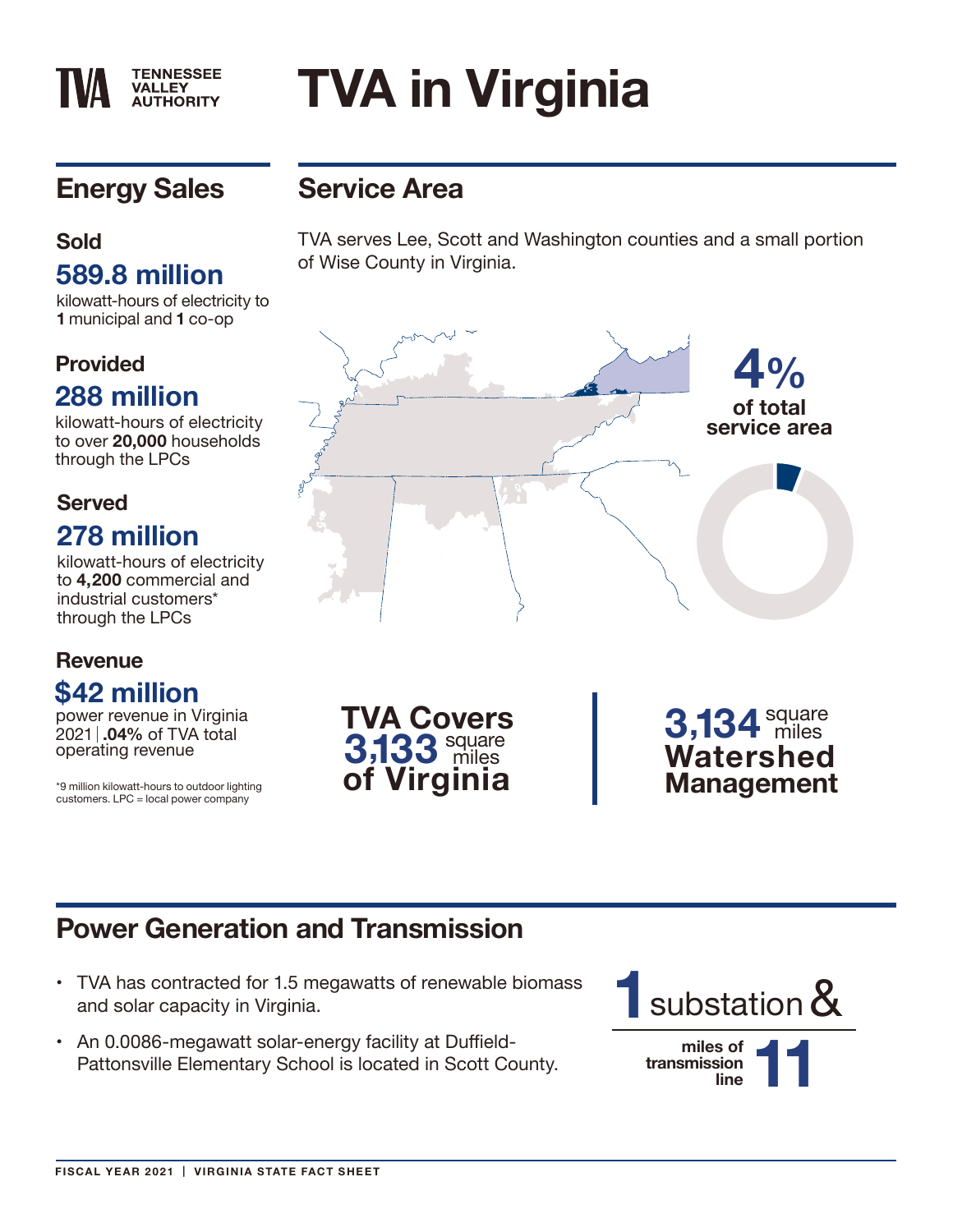# TVA in Virginia

TENNESSEE VALLEY AUTHORITY

## Energy Sales

### Sold

**589.8 million**

kilowatt-hours of electricity to **1** municipal and **1** co-op

### Provided

**288 million**

kilowatt-hours of electricity to over **20,000** households through the LPCs

### Served

**278 million**

kilowatt-hours of electricity to **4,200** commercial and industrial customers* through the LPCs

### Revenue

**$42 million**

power revenue in Virginia 2021 | **.04%** of TVA total operating revenue

*9 million kilowatt-hours to outdoor lighting customers. LPC = local power company

## Service Area

TVA serves Lee, Scott and Washington counties and a small portion of Wise County in Virginia.

**4%** of total service area

**TVA Covers 3,133 square miles of Virginia**

**3,134 square miles Watershed Management**

## Power Generation and Transmission

- TVA has contracted for 1.5 megawatts of renewable biomass and solar capacity in Virginia.
- An 0.0086-megawatt solar-energy facility at Duffield-Pattonsville Elementary School is located in Scott County.

**1** substation &

**11** miles of transmission line

FISCAL YEAR 2021 | VIRGINIA STATE FACT SHEET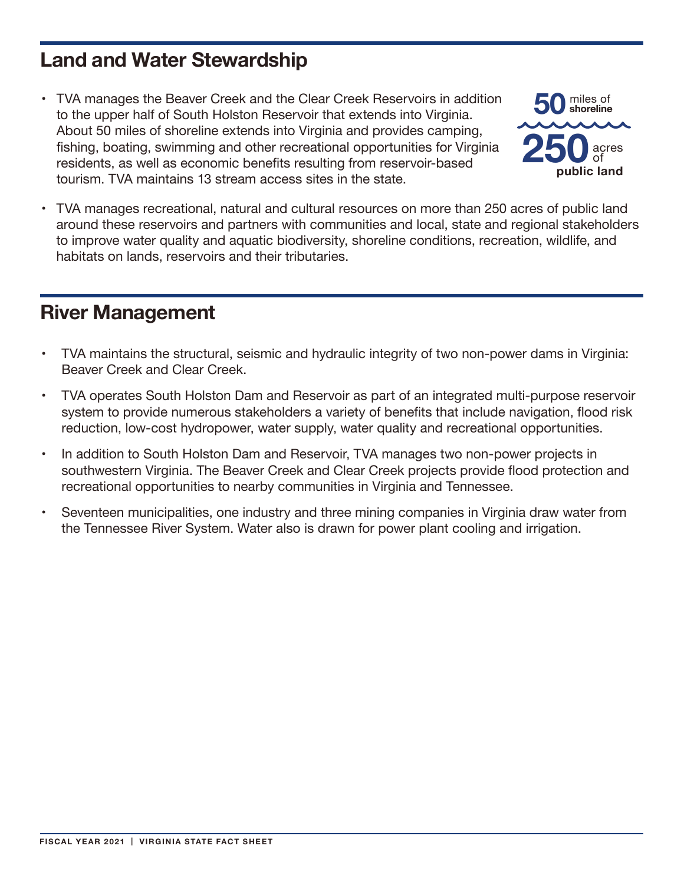## Land and Water Stewardship

- TVA manages the Beaver Creek and the Clear Creek Reservoirs in addition to the upper half of South Holston Reservoir that extends into Virginia. About 50 miles of shoreline extends into Virginia and provides camping, fishing, boating, swimming and other recreational opportunities for Virginia residents, as well as economic benefits resulting from reservoir-based tourism. TVA maintains 13 stream access sites in the state.

**50** miles of **shoreline**

**250** acres of **public land**

- TVA manages recreational, natural and cultural resources on more than 250 acres of public land around these reservoirs and partners with communities and local, state and regional stakeholders to improve water quality and aquatic biodiversity, shoreline conditions, recreation, wildlife, and habitats on lands, reservoirs and their tributaries.

## River Management

- TVA maintains the structural, seismic and hydraulic integrity of two non-power dams in Virginia: Beaver Creek and Clear Creek.
- TVA operates South Holston Dam and Reservoir as part of an integrated multi-purpose reservoir system to provide numerous stakeholders a variety of benefits that include navigation, flood risk reduction, low-cost hydropower, water supply, water quality and recreational opportunities.
- In addition to South Holston Dam and Reservoir, TVA manages two non-power projects in southwestern Virginia. The Beaver Creek and Clear Creek projects provide flood protection and recreational opportunities to nearby communities in Virginia and Tennessee.
- Seventeen municipalities, one industry and three mining companies in Virginia draw water from the Tennessee River System. Water also is drawn for power plant cooling and irrigation.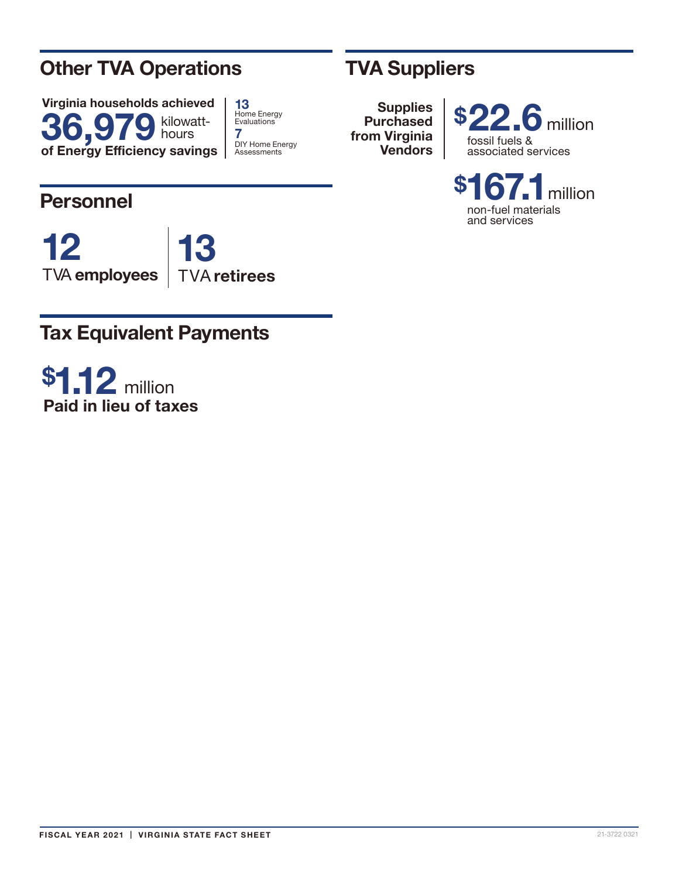## Other TVA Operations

**Virginia households achieved**
**36,979** kilowatt-hours
**of Energy Efficiency savings**

**13** Home Energy Evaluations
**7** DIY Home Energy Assessments

## Personnel

**12** TVA **employees**

**13** TVA **retirees**

## Tax Equivalent Payments

**$1.12** million
**Paid in lieu of taxes**

## TVA Suppliers

**Supplies Purchased from Virginia Vendors**

**$22.6** million
fossil fuels & associated services

**$167.1** million
non-fuel materials and services